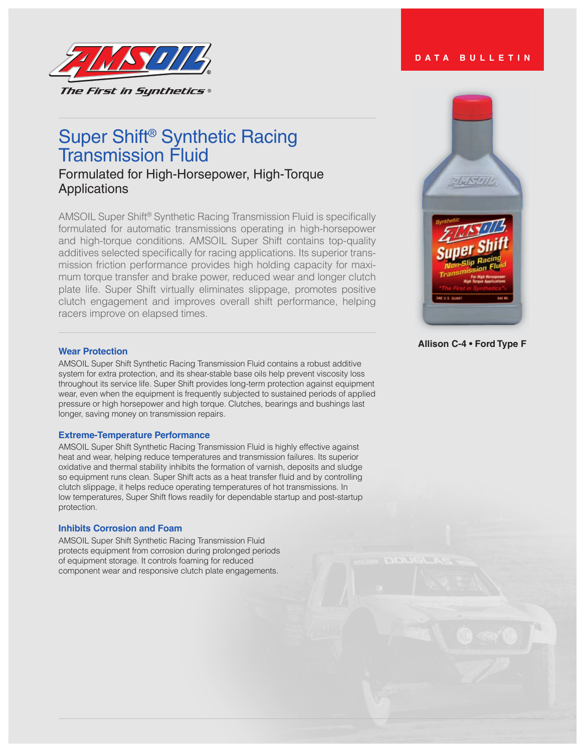DATA BULLETIN

# Super Shift® Synthetic Racing Transmission Fluid

## Formulated for High-Horsepower, High-Torque Applications

AMSOIL Super Shift® Synthetic Racing Transmission Fluid is specifically formulated for automatic transmissions operating in high-horsepower and high-torque conditions. AMSOIL Super Shift contains top-quality additives selected specifically for racing applications. Its superior transmission friction performance provides high holding capacity for maximum torque transfer and brake power, reduced wear and longer clutch plate life. Super Shift virtually eliminates slippage, promotes positive clutch engagement and improves overall shift performance, helping racers improve on elapsed times.

**Allison C-4 • Ford Type F**

### Wear Protection

AMSOIL Super Shift Synthetic Racing Transmission Fluid contains a robust additive system for extra protection, and its shear-stable base oils help prevent viscosity loss throughout its service life. Super Shift provides long-term protection against equipment wear, even when the equipment is frequently subjected to sustained periods of applied pressure or high horsepower and high torque. Clutches, bearings and bushings last longer, saving money on transmission repairs.

### Extreme-Temperature Performance

AMSOIL Super Shift Synthetic Racing Transmission Fluid is highly effective against heat and wear, helping reduce temperatures and transmission failures. Its superior oxidative and thermal stability inhibits the formation of varnish, deposits and sludge so equipment runs clean. Super Shift acts as a heat transfer fluid and by controlling clutch slippage, it helps reduce operating temperatures of hot transmissions. In low temperatures, Super Shift flows readily for dependable startup and post-startup protection.

### Inhibits Corrosion and Foam

AMSOIL Super Shift Synthetic Racing Transmission Fluid protects equipment from corrosion during prolonged periods of equipment storage. It controls foaming for reduced component wear and responsive clutch plate engagements.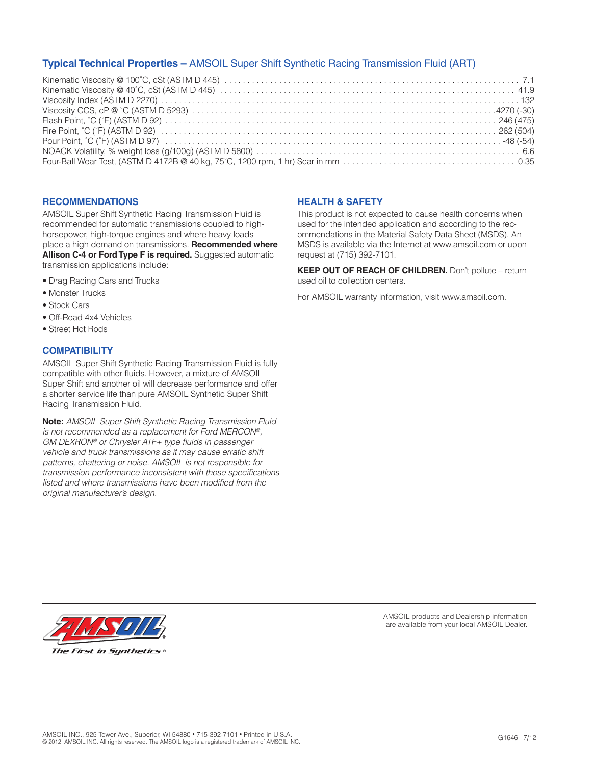## **Typical Technical Properties –** AMSOIL Super Shift Synthetic Racing Transmission Fluid (ART)

| | |
|---|---|
| Kinematic Viscosity @ 100˚C, cSt (ASTM D 445) | 7.1 |
| Kinematic Viscosity @ 40˚C, cSt (ASTM D 445) | 41.9 |
| Viscosity Index (ASTM D 2270) | 132 |
| Viscosity CCS, cP @ ˚C (ASTM D 5293) | 4270 (-30) |
| Flash Point, ˚C (˚F) (ASTM D 92) | 246 (475) |
| Fire Point, ˚C (˚F) (ASTM D 92) | 262 (504) |
| Pour Point, ˚C (˚F) (ASTM D 97) | -48 (-54) |
| NOACK Volatility, % weight loss (g/100g) (ASTM D 5800) | 6.6 |
| Four-Ball Wear Test, (ASTM D 4172B @ 40 kg, 75˚C, 1200 rpm, 1 hr) Scar in mm | 0.35 |

### RECOMMENDATIONS

AMSOIL Super Shift Synthetic Racing Transmission Fluid is recommended for automatic transmissions coupled to high-horsepower, high-torque engines and where heavy loads place a high demand on transmissions. **Recommended where Allison C-4 or Ford Type F is required.** Suggested automatic transmission applications include:

- Drag Racing Cars and Trucks
- Monster Trucks
- Stock Cars
- Off-Road 4x4 Vehicles
- Street Hot Rods

### COMPATIBILITY

AMSOIL Super Shift Synthetic Racing Transmission Fluid is fully compatible with other fluids. However, a mixture of AMSOIL Super Shift and another oil will decrease performance and offer a shorter service life than pure AMSOIL Synthetic Super Shift Racing Transmission Fluid.

**Note:** *AMSOIL Super Shift Synthetic Racing Transmission Fluid is not recommended as a replacement for Ford MERCON®, GM DEXRON® or Chrysler ATF+ type fluids in passenger vehicle and truck transmissions as it may cause erratic shift patterns, chattering or noise. AMSOIL is not responsible for transmission performance inconsistent with those specifications listed and where transmissions have been modified from the original manufacturer's design.*

### HEALTH & SAFETY

This product is not expected to cause health concerns when used for the intended application and according to the recommendations in the Material Safety Data Sheet (MSDS). An MSDS is available via the Internet at www.amsoil.com or upon request at (715) 392-7101.

**KEEP OUT OF REACH OF CHILDREN.** Don't pollute – return used oil to collection centers.

For AMSOIL warranty information, visit www.amsoil.com.

AMSOIL

The First in Synthetics®

AMSOIL products and Dealership information are available from your local AMSOIL Dealer.

AMSOIL INC., 925 Tower Ave., Superior, WI 54880 • 715-392-7101 • Printed in U.S.A.
© 2012, AMSOIL INC. All rights reserved. The AMSOIL logo is a registered trademark of AMSOIL INC.

G1646 7/12